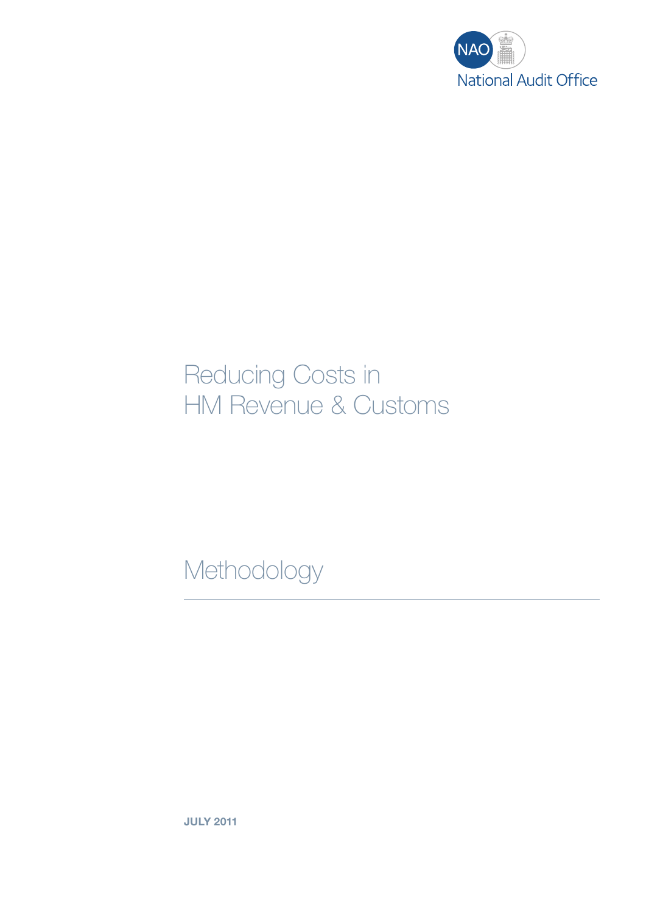National Audit Office

# Reducing Costs in HM Revenue & Customs

## Methodology

**JULY 2011**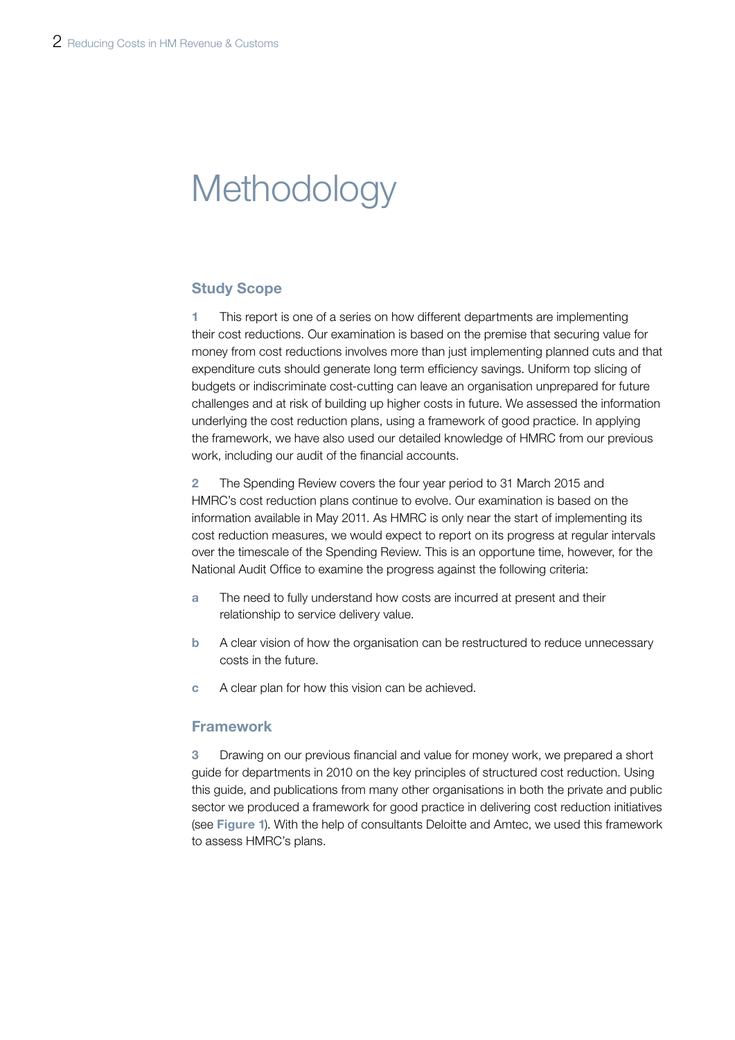# Methodology

## Study Scope

**1** This report is one of a series on how different departments are implementing their cost reductions. Our examination is based on the premise that securing value for money from cost reductions involves more than just implementing planned cuts and that expenditure cuts should generate long term efficiency savings. Uniform top slicing of budgets or indiscriminate cost-cutting can leave an organisation unprepared for future challenges and at risk of building up higher costs in future. We assessed the information underlying the cost reduction plans, using a framework of good practice. In applying the framework, we have also used our detailed knowledge of HMRC from our previous work, including our audit of the financial accounts.

**2** The Spending Review covers the four year period to 31 March 2015 and HMRC's cost reduction plans continue to evolve. Our examination is based on the information available in May 2011. As HMRC is only near the start of implementing its cost reduction measures, we would expect to report on its progress at regular intervals over the timescale of the Spending Review. This is an opportune time, however, for the National Audit Office to examine the progress against the following criteria:

- **a** The need to fully understand how costs are incurred at present and their relationship to service delivery value.
- **b** A clear vision of how the organisation can be restructured to reduce unnecessary costs in the future.
- **c** A clear plan for how this vision can be achieved.

## Framework

**3** Drawing on our previous financial and value for money work, we prepared a short guide for departments in 2010 on the key principles of structured cost reduction. Using this guide, and publications from many other organisations in both the private and public sector we produced a framework for good practice in delivering cost reduction initiatives (see **Figure 1**). With the help of consultants Deloitte and Amtec, we used this framework to assess HMRC's plans.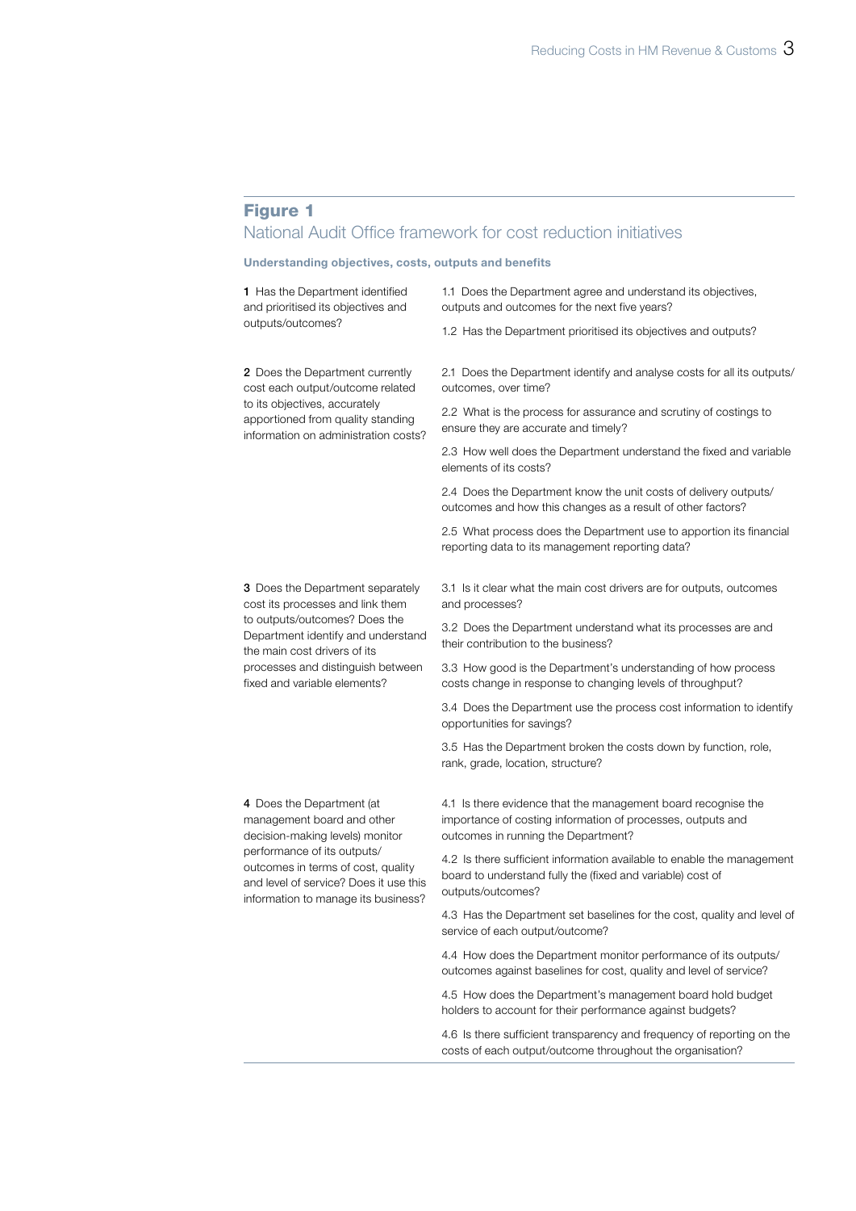## Figure 1

National Audit Office framework for cost reduction initiatives

**Understanding objectives, costs, outputs and benefits**

| | |
|---|---|
| **1** Has the Department identified and prioritised its objectives and outputs/outcomes? | 1.1 Does the Department agree and understand its objectives, outputs and outcomes for the next five years? |
| | 1.2 Has the Department prioritised its objectives and outputs? |
| **2** Does the Department currently cost each output/outcome related to its objectives, accurately apportioned from quality standing information on administration costs? | 2.1 Does the Department identify and analyse costs for all its outputs/outcomes, over time? |
| | 2.2 What is the process for assurance and scrutiny of costings to ensure they are accurate and timely? |
| | 2.3 How well does the Department understand the fixed and variable elements of its costs? |
| | 2.4 Does the Department know the unit costs of delivery outputs/outcomes and how this changes as a result of other factors? |
| | 2.5 What process does the Department use to apportion its financial reporting data to its management reporting data? |
| **3** Does the Department separately cost its processes and link them to outputs/outcomes? Does the Department identify and understand the main cost drivers of its processes and distinguish between fixed and variable elements? | 3.1 Is it clear what the main cost drivers are for outputs, outcomes and processes? |
| | 3.2 Does the Department understand what its processes are and their contribution to the business? |
| | 3.3 How good is the Department's understanding of how process costs change in response to changing levels of throughput? |
| | 3.4 Does the Department use the process cost information to identify opportunities for savings? |
| | 3.5 Has the Department broken the costs down by function, role, rank, grade, location, structure? |
| **4** Does the Department (at management board and other decision-making levels) monitor performance of its outputs/outcomes in terms of cost, quality and level of service? Does it use this information to manage its business? | 4.1 Is there evidence that the management board recognise the importance of costing information of processes, outputs and outcomes in running the Department? |
| | 4.2 Is there sufficient information available to enable the management board to understand fully the (fixed and variable) cost of outputs/outcomes? |
| | 4.3 Has the Department set baselines for the cost, quality and level of service of each output/outcome? |
| | 4.4 How does the Department monitor performance of its outputs/outcomes against baselines for cost, quality and level of service? |
| | 4.5 How does the Department's management board hold budget holders to account for their performance against budgets? |
| | 4.6 Is there sufficient transparency and frequency of reporting on the costs of each output/outcome throughout the organisation? |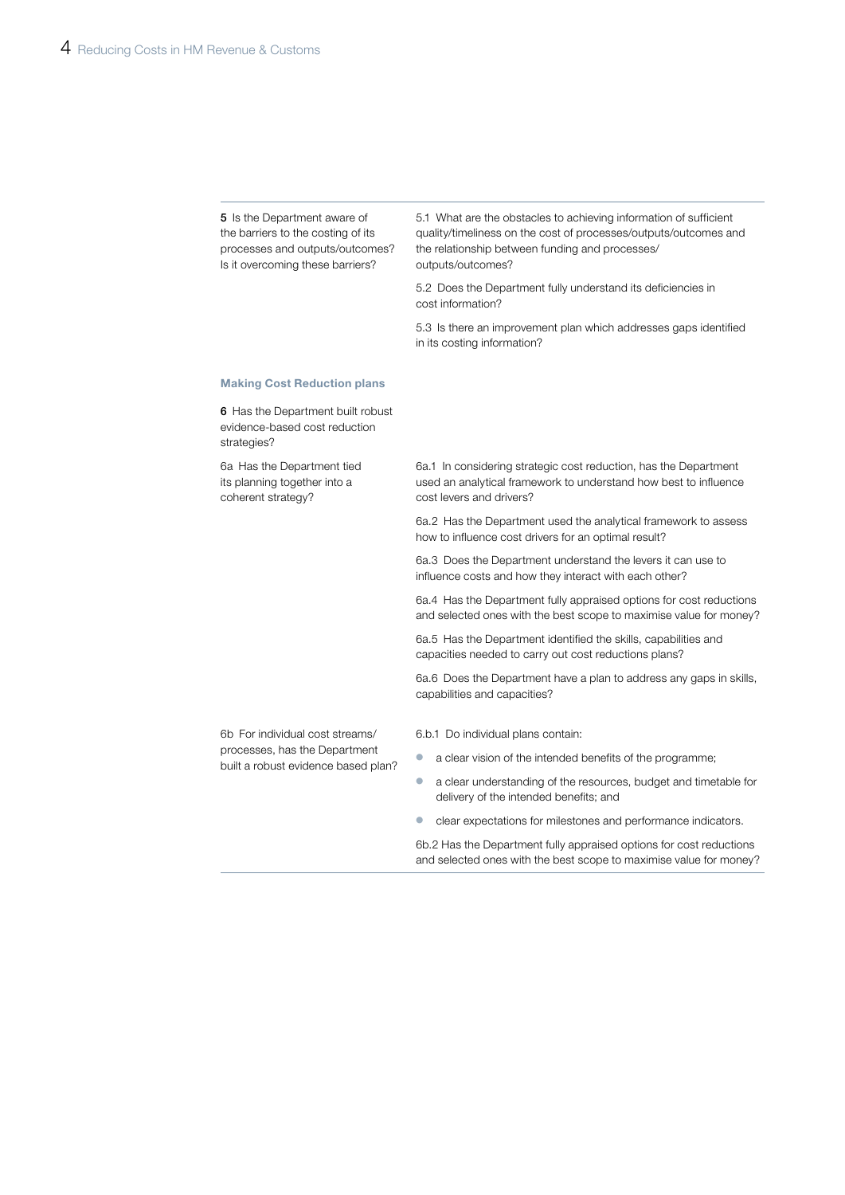| | |
|---|---|
| **5** Is the Department aware of the barriers to the costing of its processes and outputs/outcomes? Is it overcoming these barriers? | 5.1 What are the obstacles to achieving information of sufficient quality/timeliness on the cost of processes/outputs/outcomes and the relationship between funding and processes/outputs/outcomes? |
| | 5.2 Does the Department fully understand its deficiencies in cost information? |
| | 5.3 Is there an improvement plan which addresses gaps identified in its costing information? |
| **Making Cost Reduction plans** | |
| **6** Has the Department built robust evidence-based cost reduction strategies? | |
| 6a Has the Department tied its planning together into a coherent strategy? | 6a.1 In considering strategic cost reduction, has the Department used an analytical framework to understand how best to influence cost levers and drivers? |
| | 6a.2 Has the Department used the analytical framework to assess how to influence cost drivers for an optimal result? |
| | 6a.3 Does the Department understand the levers it can use to influence costs and how they interact with each other? |
| | 6a.4 Has the Department fully appraised options for cost reductions and selected ones with the best scope to maximise value for money? |
| | 6a.5 Has the Department identified the skills, capabilities and capacities needed to carry out cost reductions plans? |
| | 6a.6 Does the Department have a plan to address any gaps in skills, capabilities and capacities? |
| 6b For individual cost streams/processes, has the Department built a robust evidence based plan? | 6.b.1 Do individual plans contain:<br>• a clear vision of the intended benefits of the programme;<br>• a clear understanding of the resources, budget and timetable for delivery of the intended benefits; and<br>• clear expectations for milestones and performance indicators. |
| | 6b.2 Has the Department fully appraised options for cost reductions and selected ones with the best scope to maximise value for money? |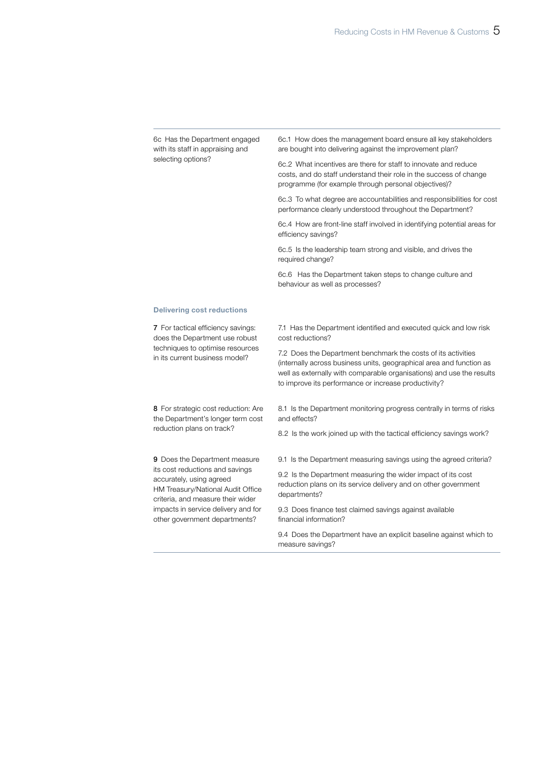| | |
|---|---|
| 6c Has the Department engaged with its staff in appraising and selecting options? | 6c.1 How does the management board ensure all key stakeholders are bought into delivering against the improvement plan?<br><br>6c.2 What incentives are there for staff to innovate and reduce costs, and do staff understand their role in the success of change programme (for example through personal objectives)?<br><br>6c.3 To what degree are accountabilities and responsibilities for cost performance clearly understood throughout the Department?<br><br>6c.4 How are front-line staff involved in identifying potential areas for efficiency savings?<br><br>6c.5 Is the leadership team strong and visible, and drives the required change?<br><br>6c.6 Has the Department taken steps to change culture and behaviour as well as processes? |
| **Delivering cost reductions** | |
| **7** For tactical efficiency savings: does the Department use robust techniques to optimise resources in its current business model? | 7.1 Has the Department identified and executed quick and low risk cost reductions?<br><br>7.2 Does the Department benchmark the costs of its activities (internally across business units, geographical area and function as well as externally with comparable organisations) and use the results to improve its performance or increase productivity? |
| **8** For strategic cost reduction: Are the Department's longer term cost reduction plans on track? | 8.1 Is the Department monitoring progress centrally in terms of risks and effects?<br><br>8.2 Is the work joined up with the tactical efficiency savings work? |
| **9** Does the Department measure its cost reductions and savings accurately, using agreed HM Treasury/National Audit Office criteria, and measure their wider impacts in service delivery and for other government departments? | 9.1 Is the Department measuring savings using the agreed criteria?<br><br>9.2 Is the Department measuring the wider impact of its cost reduction plans on its service delivery and on other government departments?<br><br>9.3 Does finance test claimed savings against available financial information?<br><br>9.4 Does the Department have an explicit baseline against which to measure savings? |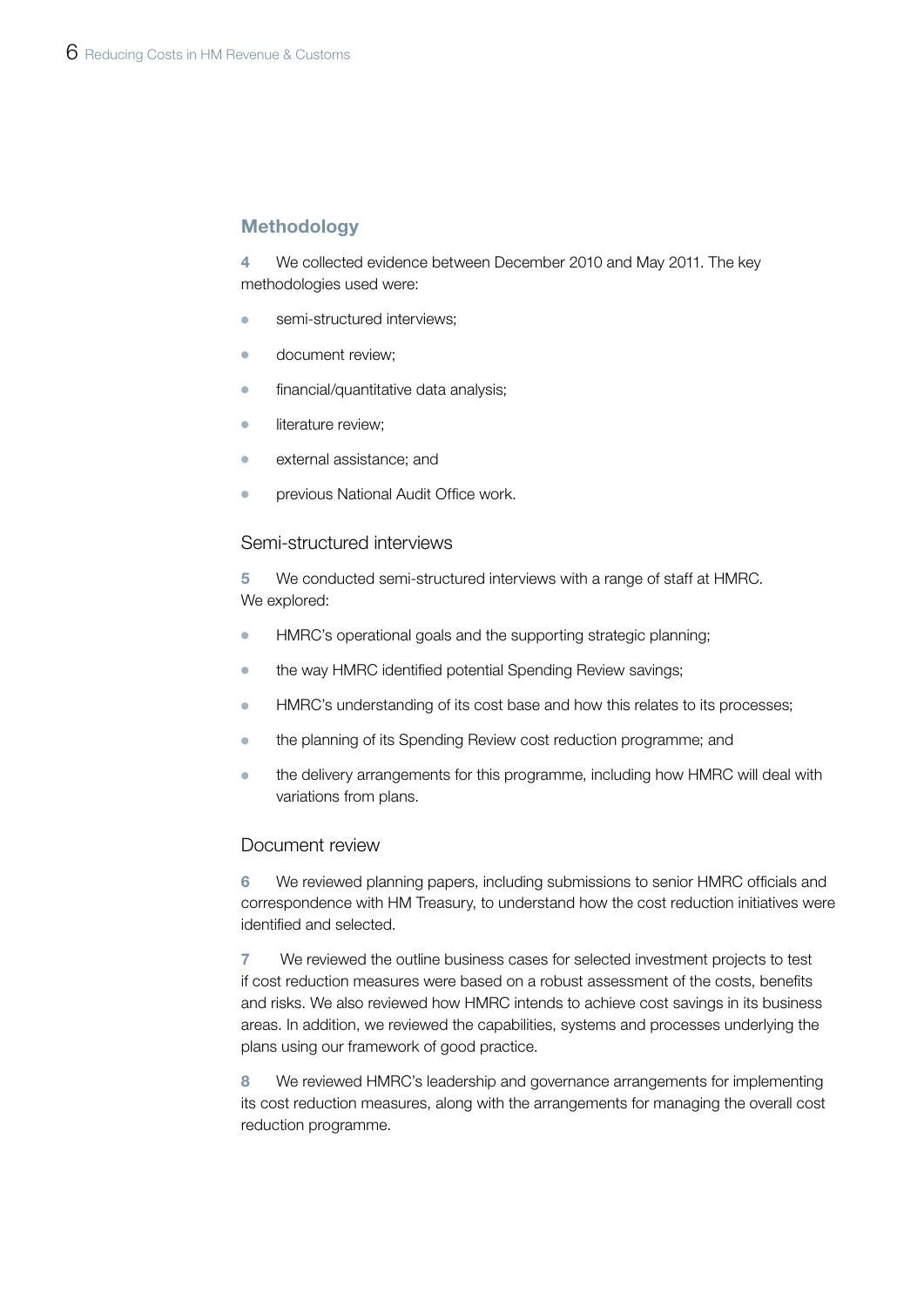## Methodology

**4** We collected evidence between December 2010 and May 2011. The key methodologies used were:

- semi-structured interviews;
- document review;
- financial/quantitative data analysis;
- literature review;
- external assistance; and
- previous National Audit Office work.

### Semi-structured interviews

**5** We conducted semi-structured interviews with a range of staff at HMRC. We explored:

- HMRC's operational goals and the supporting strategic planning;
- the way HMRC identified potential Spending Review savings;
- HMRC's understanding of its cost base and how this relates to its processes;
- the planning of its Spending Review cost reduction programme; and
- the delivery arrangements for this programme, including how HMRC will deal with variations from plans.

### Document review

**6** We reviewed planning papers, including submissions to senior HMRC officials and correspondence with HM Treasury, to understand how the cost reduction initiatives were identified and selected.

**7** We reviewed the outline business cases for selected investment projects to test if cost reduction measures were based on a robust assessment of the costs, benefits and risks. We also reviewed how HMRC intends to achieve cost savings in its business areas. In addition, we reviewed the capabilities, systems and processes underlying the plans using our framework of good practice.

**8** We reviewed HMRC's leadership and governance arrangements for implementing its cost reduction measures, along with the arrangements for managing the overall cost reduction programme.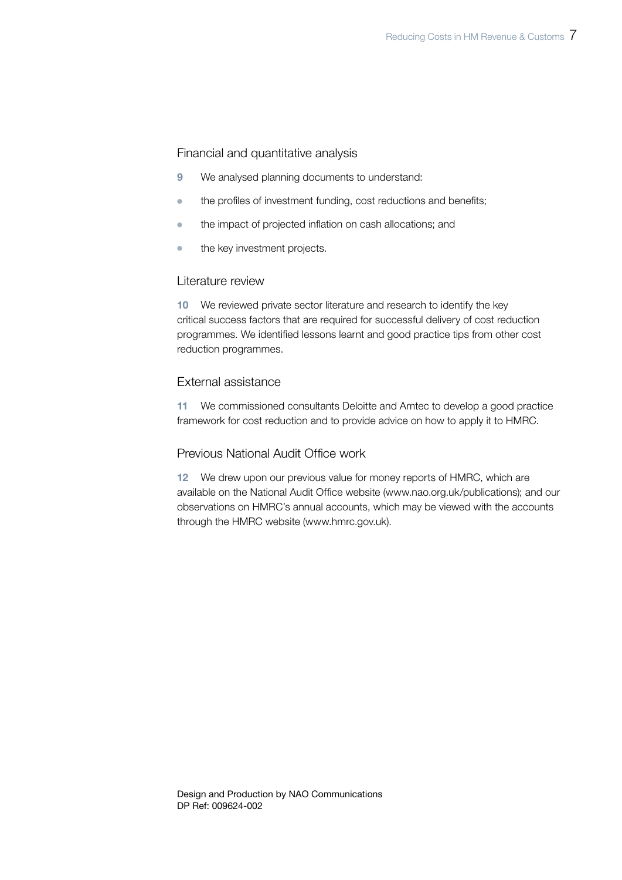### Financial and quantitative analysis

**9** We analysed planning documents to understand:

- the profiles of investment funding, cost reductions and benefits;
- the impact of projected inflation on cash allocations; and
- the key investment projects.

### Literature review

**10** We reviewed private sector literature and research to identify the key critical success factors that are required for successful delivery of cost reduction programmes. We identified lessons learnt and good practice tips from other cost reduction programmes.

### External assistance

**11** We commissioned consultants Deloitte and Amtec to develop a good practice framework for cost reduction and to provide advice on how to apply it to HMRC.

### Previous National Audit Office work

**12** We drew upon our previous value for money reports of HMRC, which are available on the National Audit Office website (www.nao.org.uk/publications); and our observations on HMRC's annual accounts, which may be viewed with the accounts through the HMRC website (www.hmrc.gov.uk).

Design and Production by NAO Communications
DP Ref: 009624-002